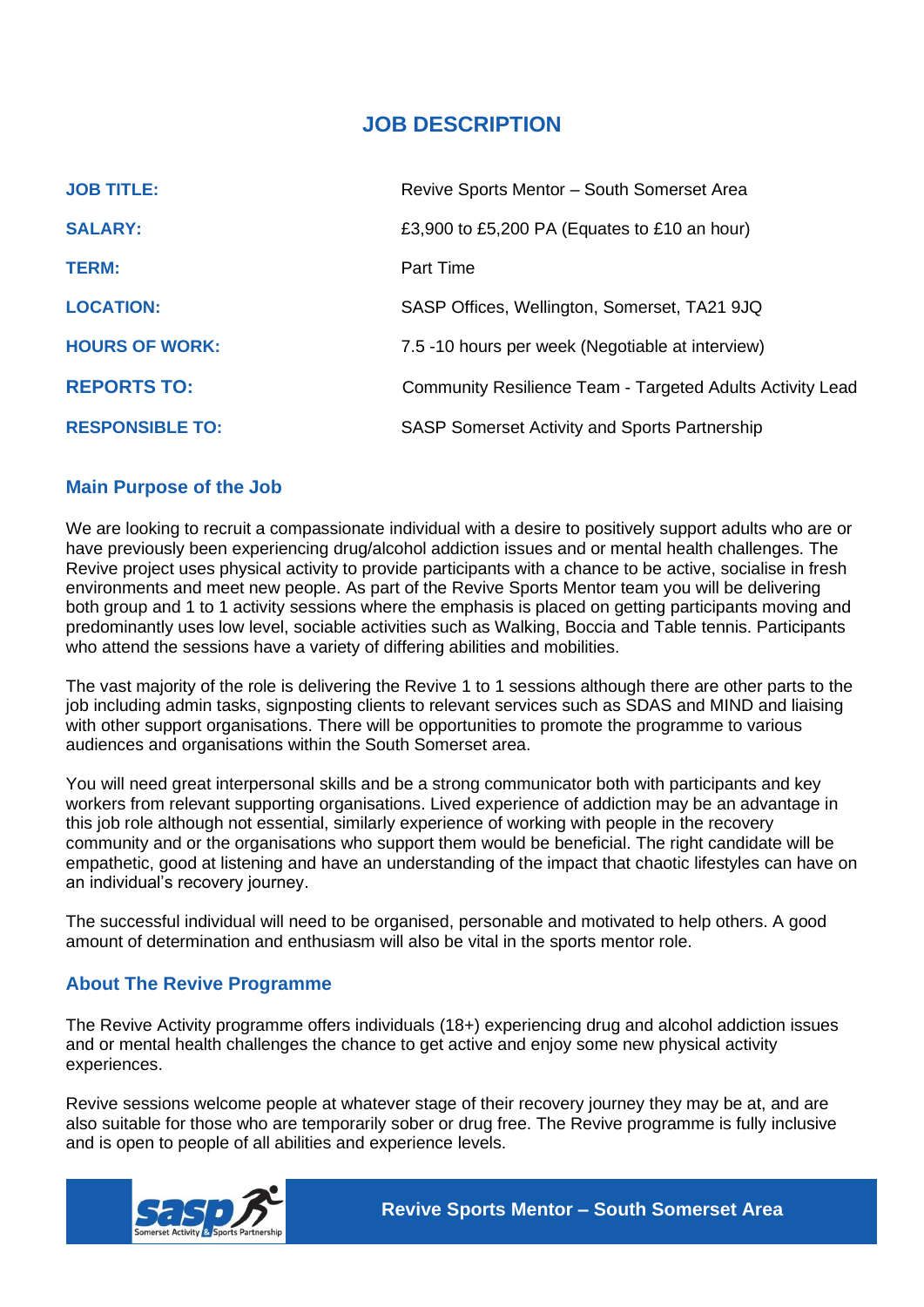# JOB DESCRIPTION

| | |
|---|---|
| **JOB TITLE:** | Revive Sports Mentor – South Somerset Area |
| **SALARY:** | £3,900 to £5,200 PA (Equates to £10 an hour) |
| **TERM:** | Part Time |
| **LOCATION:** | SASP Offices, Wellington, Somerset, TA21 9JQ |
| **HOURS OF WORK:** | 7.5 -10 hours per week (Negotiable at interview) |
| **REPORTS TO:** | Community Resilience Team - Targeted Adults Activity Lead |
| **RESPONSIBLE TO:** | SASP Somerset Activity and Sports Partnership |

## Main Purpose of the Job

We are looking to recruit a compassionate individual with a desire to positively support adults who are or have previously been experiencing drug/alcohol addiction issues and or mental health challenges. The Revive project uses physical activity to provide participants with a chance to be active, socialise in fresh environments and meet new people. As part of the Revive Sports Mentor team you will be delivering both group and 1 to 1 activity sessions where the emphasis is placed on getting participants moving and predominantly uses low level, sociable activities such as Walking, Boccia and Table tennis. Participants who attend the sessions have a variety of differing abilities and mobilities.

The vast majority of the role is delivering the Revive 1 to 1 sessions although there are other parts to the job including admin tasks, signposting clients to relevant services such as SDAS and MIND and liaising with other support organisations. There will be opportunities to promote the programme to various audiences and organisations within the South Somerset area.

You will need great interpersonal skills and be a strong communicator both with participants and key workers from relevant supporting organisations. Lived experience of addiction may be an advantage in this job role although not essential, similarly experience of working with people in the recovery community and or the organisations who support them would be beneficial. The right candidate will be empathetic, good at listening and have an understanding of the impact that chaotic lifestyles can have on an individual's recovery journey.

The successful individual will need to be organised, personable and motivated to help others. A good amount of determination and enthusiasm will also be vital in the sports mentor role.

## About The Revive Programme

The Revive Activity programme offers individuals (18+) experiencing drug and alcohol addiction issues and or mental health challenges the chance to get active and enjoy some new physical activity experiences.

Revive sessions welcome people at whatever stage of their recovery journey they may be at, and are also suitable for those who are temporarily sober or drug free. The Revive programme is fully inclusive and is open to people of all abilities and experience levels.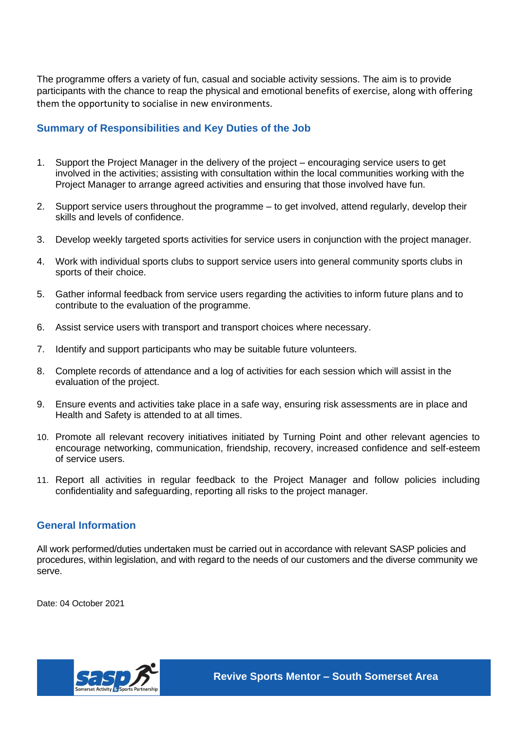The programme offers a variety of fun, casual and sociable activity sessions. The aim is to provide participants with the chance to reap the physical and emotional benefits of exercise, along with offering them the opportunity to socialise in new environments.

## Summary of Responsibilities and Key Duties of the Job

1. Support the Project Manager in the delivery of the project – encouraging service users to get involved in the activities; assisting with consultation within the local communities working with the Project Manager to arrange agreed activities and ensuring that those involved have fun.

2. Support service users throughout the programme – to get involved, attend regularly, develop their skills and levels of confidence.

3. Develop weekly targeted sports activities for service users in conjunction with the project manager.

4. Work with individual sports clubs to support service users into general community sports clubs in sports of their choice.

5. Gather informal feedback from service users regarding the activities to inform future plans and to contribute to the evaluation of the programme.

6. Assist service users with transport and transport choices where necessary.

7. Identify and support participants who may be suitable future volunteers.

8. Complete records of attendance and a log of activities for each session which will assist in the evaluation of the project.

9. Ensure events and activities take place in a safe way, ensuring risk assessments are in place and Health and Safety is attended to at all times.

10. Promote all relevant recovery initiatives initiated by Turning Point and other relevant agencies to encourage networking, communication, friendship, recovery, increased confidence and self-esteem of service users.

11. Report all activities in regular feedback to the Project Manager and follow policies including confidentiality and safeguarding, reporting all risks to the project manager.

## General Information

All work performed/duties undertaken must be carried out in accordance with relevant SASP policies and procedures, within legislation, and with regard to the needs of our customers and the diverse community we serve.

Date: 04 October 2021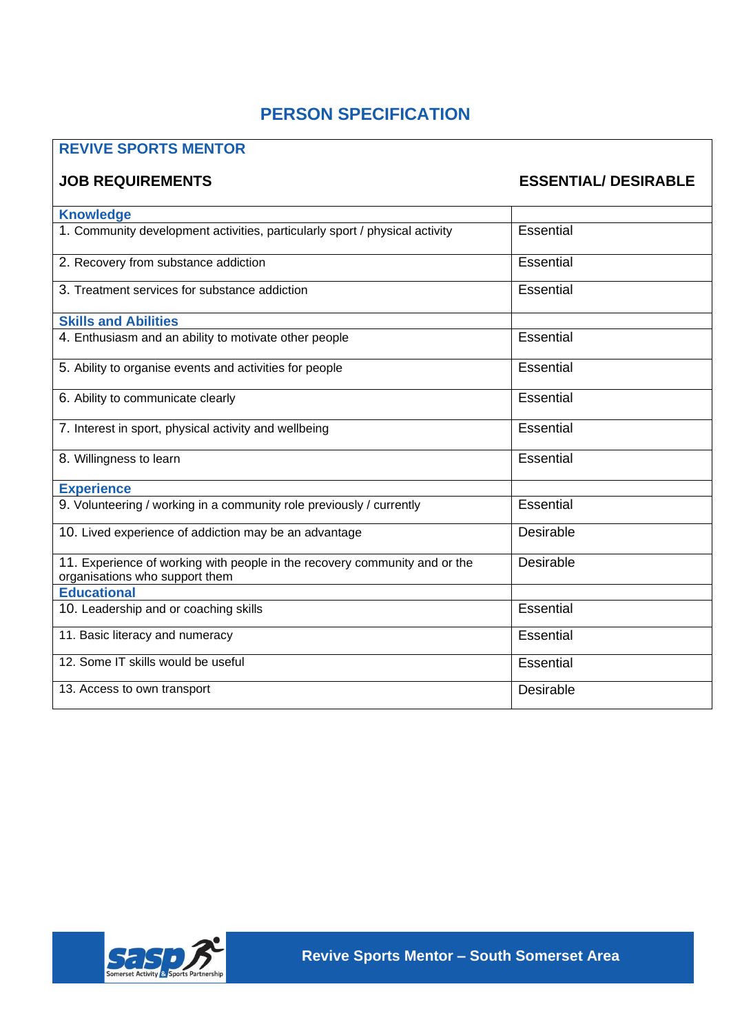## PERSON SPECIFICATION

| REVIVE SPORTS MENTOR | |
|---|---|
| **JOB REQUIREMENTS** | **ESSENTIAL/ DESIRABLE** |
| **Knowledge** | |
| 1. Community development activities, particularly sport / physical activity | Essential |
| 2. Recovery from substance addiction | Essential |
| 3. Treatment services for substance addiction | Essential |
| **Skills and Abilities** | |
| 4. Enthusiasm and an ability to motivate other people | Essential |
| 5. Ability to organise events and activities for people | Essential |
| 6. Ability to communicate clearly | Essential |
| 7. Interest in sport, physical activity and wellbeing | Essential |
| 8. Willingness to learn | Essential |
| **Experience** | |
| 9. Volunteering / working in a community role previously / currently | Essential |
| 10. Lived experience of addiction may be an advantage | Desirable |
| 11. Experience of working with people in the recovery community and or the organisations who support them | Desirable |
| **Educational** | |
| 10. Leadership and or coaching skills | Essential |
| 11. Basic literacy and numeracy | Essential |
| 12. Some IT skills would be useful | Essential |
| 13. Access to own transport | Desirable |